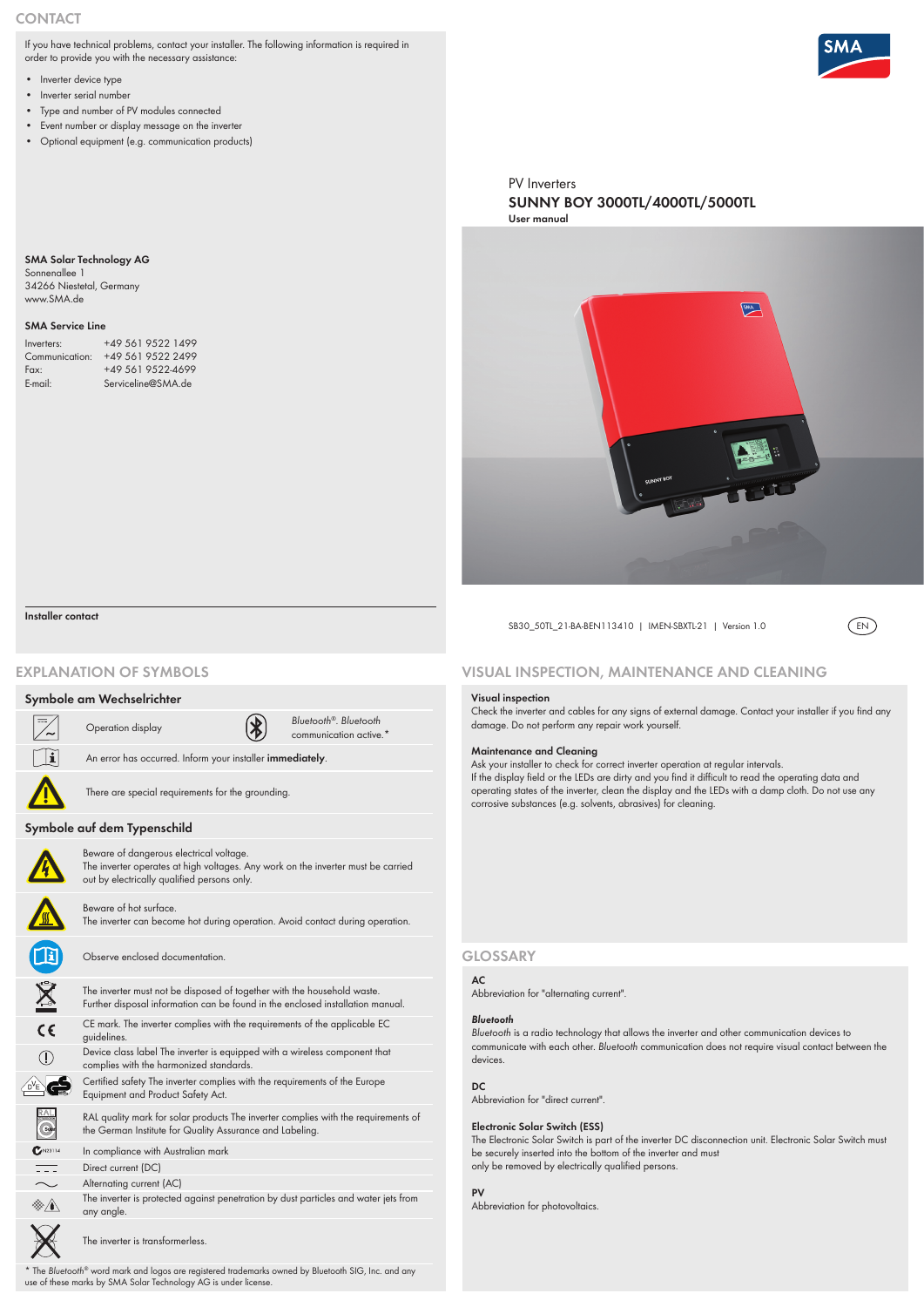## CONTACT

If you have technical problems, contact your installer. The following information is required in order to provide you with the necessary assistance:

- Inverter device type
- Inverter serial number
- Type and number of PV modules connected
- Event number or display message on the inverter
- Optional equipment (e.g. communication products)

**SMA Solar Technology AG**
Sonnenallee 1
34266 Niestetal, Germany
www.SMA.de

**SMA Service Line**

| | |
|---|---|
| Inverters: | +49 561 9522 1499 |
| Communication: | +49 561 9522 2499 |
| Fax: | +49 561 9522-4699 |
| E-mail: | Serviceline@SMA.de |

**Installer contact**

PV Inverters

# SUNNY BOY 3000TL/4000TL/5000TL

**User manual**

SB30_50TL_21-BA-BEN113410 | IMEN-SBXTL-21 | Version 1.0

EN

## EXPLANATION OF SYMBOLS

### Symbole am Wechselrichter

| | | | |
|---|---|---|---|
| | Operation display | | *Bluetooth*®. *Bluetooth* communication active.* |
| | An error has occurred. Inform your installer **immediately**. | | |
| | There are special requirements for the grounding. | | |

### Symbole auf dem Typenschild

| | |
|---|---|
| | Beware of dangerous electrical voltage. The inverter operates at high voltages. Any work on the inverter must be carried out by electrically qualified persons only. |
| | Beware of hot surface. The inverter can become hot during operation. Avoid contact during operation. |
| | Observe enclosed documentation. |
| | The inverter must not be disposed of together with the household waste. Further disposal information can be found in the enclosed installation manual. |
| | CE mark. The inverter complies with the requirements of the applicable EC guidelines. |
| | Device class label The inverter is equipped with a wireless component that complies with the harmonized standards. |
| | Certified safety The inverter complies with the requirements of the Europe Equipment and Product Safety Act. |
| | RAL quality mark for solar products The inverter complies with the requirements of the German Institute for Quality Assurance and Labeling. |
| | In compliance with Australian mark |
| | Direct current (DC) |
| | Alternating current (AC) |
| | The inverter is protected against penetration by dust particles and water jets from any angle. |
| | The inverter is transformerless. |

* The *Bluetooth*® word mark and logos are registered trademarks owned by Bluetooth SIG, Inc. and any use of these marks by SMA Solar Technology AG is under license.

## VISUAL INSPECTION, MAINTENANCE AND CLEANING

**Visual inspection**
Check the inverter and cables for any signs of external damage. Contact your installer if you find any damage. Do not perform any repair work yourself.

**Maintenance and Cleaning**
Ask your installer to check for correct inverter operation at regular intervals.
If the display field or the LEDs are dirty and you find it difficult to read the operating data and operating states of the inverter, clean the display and the LEDs with a damp cloth. Do not use any corrosive substances (e.g. solvents, abrasives) for cleaning.

## GLOSSARY

**AC**
Abbreviation for "alternating current".

***Bluetooth***
*Bluetooth* is a radio technology that allows the inverter and other communication devices to communicate with each other. *Bluetooth* communication does not require visual contact between the devices.

**DC**
Abbreviation for "direct current".

**Electronic Solar Switch (ESS)**
The Electronic Solar Switch is part of the inverter DC disconnection unit. Electronic Solar Switch must be securely inserted into the bottom of the inverter and must
only be removed by electrically qualified persons.

**PV**
Abbreviation for photovoltaics.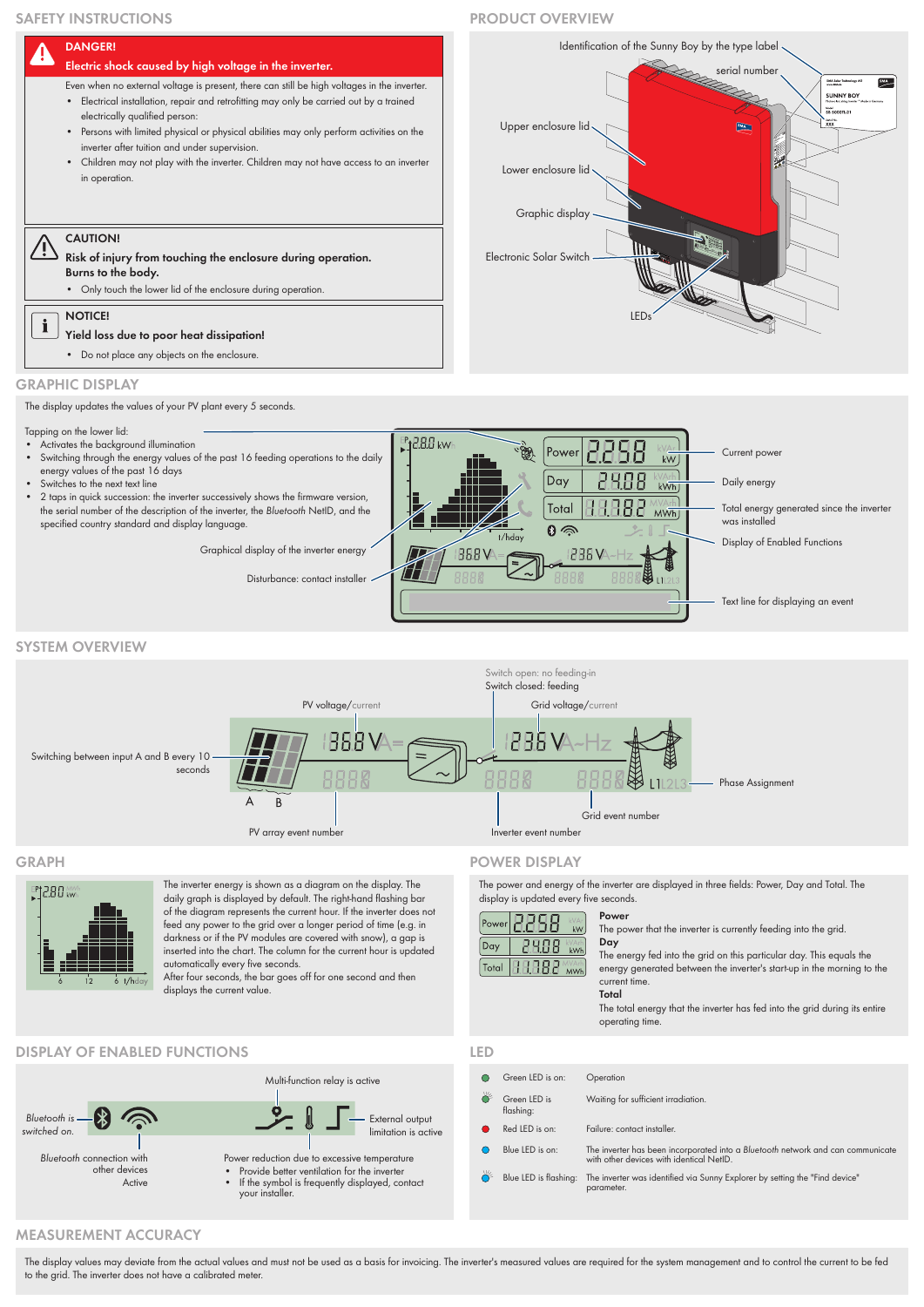## SAFETY INSTRUCTIONS

**DANGER!**

**Electric shock caused by high voltage in the inverter.**

Even when no external voltage is present, there can still be high voltages in the inverter.

- Electrical installation, repair and retrofitting may only be carried out by a trained electrically qualified person:
- Persons with limited physical or physical abilities may only perform activities on the inverter after tuition and under supervision.
- Children may not play with the inverter. Children may not have access to an inverter in operation.

**CAUTION!**

**Risk of injury from touching the enclosure during operation. Burns to the body.**

- Only touch the lower lid of the enclosure during operation.

**NOTICE!**

**Yield loss due to poor heat dissipation!**

- Do not place any objects on the enclosure.

## PRODUCT OVERVIEW

Identification of the Sunny Boy by the type label

serial number

Upper enclosure lid

Lower enclosure lid

Graphic display

Electronic Solar Switch

LEDs

## GRAPHIC DISPLAY

The display updates the values of your PV plant every 5 seconds.

Tapping on the lower lid:

- Activates the background illumination
- Switching through the energy values of the past 16 feeding operations to the daily energy values of the past 16 days
- Switches to the next text line
- 2 taps in quick succession: the inverter successively shows the firmware version, the serial number of the description of the inverter, the *Bluetooth* NetID, and the specified country standard and display language.

Graphical display of the inverter energy

Disturbance: contact installer

Current power

Daily energy

Total energy generated since the inverter was installed

Display of Enabled Functions

Text line for displaying an event

## SYSTEM OVERVIEW

Switch open: no feeding-in

Switch closed: feeding

PV voltage/current

Grid voltage/current

Switching between input A and B every 10 seconds

A B

PV array event number

Inverter event number

Grid event number

Phase Assignment

## GRAPH

The inverter energy is shown as a diagram on the display. The daily graph is displayed by default. The right-hand flashing bar of the diagram represents the current hour. If the inverter does not feed any power to the grid over a longer period of time (e.g. in darkness or if the PV modules are covered with snow), a gap is inserted into the chart. The column for the current hour is updated automatically every five seconds.

After four seconds, the bar goes off for one second and then displays the current value.

## POWER DISPLAY

The power and energy of the inverter are displayed in three fields: Power, Day and Total. The display is updated every five seconds.

**Power**

The power that the inverter is currently feeding into the grid.

**Day**

The energy fed into the grid on this particular day. This equals the energy generated between the inverter's start-up in the morning to the current time.

**Total**

The total energy that the inverter has fed into the grid during its entire operating time.

## DISPLAY OF ENABLED FUNCTIONS

*Bluetooth* is switched on.

*Bluetooth* connection with other devices Active

Multi-function relay is active

External output limitation is active

Power reduction due to excessive temperature

- Provide better ventilation for the inverter
- If the symbol is frequently displayed, contact your installer.

## LED

| | |
|---|---|
| Green LED is on: | Operation |
| Green LED is flashing: | Waiting for sufficient irradiation. |
| Red LED is on: | Failure: contact installer. |
| Blue LED is on: | The inverter has been incorporated into a *Bluetooth* network and can communicate with other devices with identical NetID. |
| Blue LED is flashing: | The inverter was identified via Sunny Explorer by setting the "Find device" parameter. |

## MEASUREMENT ACCURACY

The display values may deviate from the actual values and must not be used as a basis for invoicing. The inverter's measured values are required for the system management and to control the current to be fed to the grid. The inverter does not have a calibrated meter.